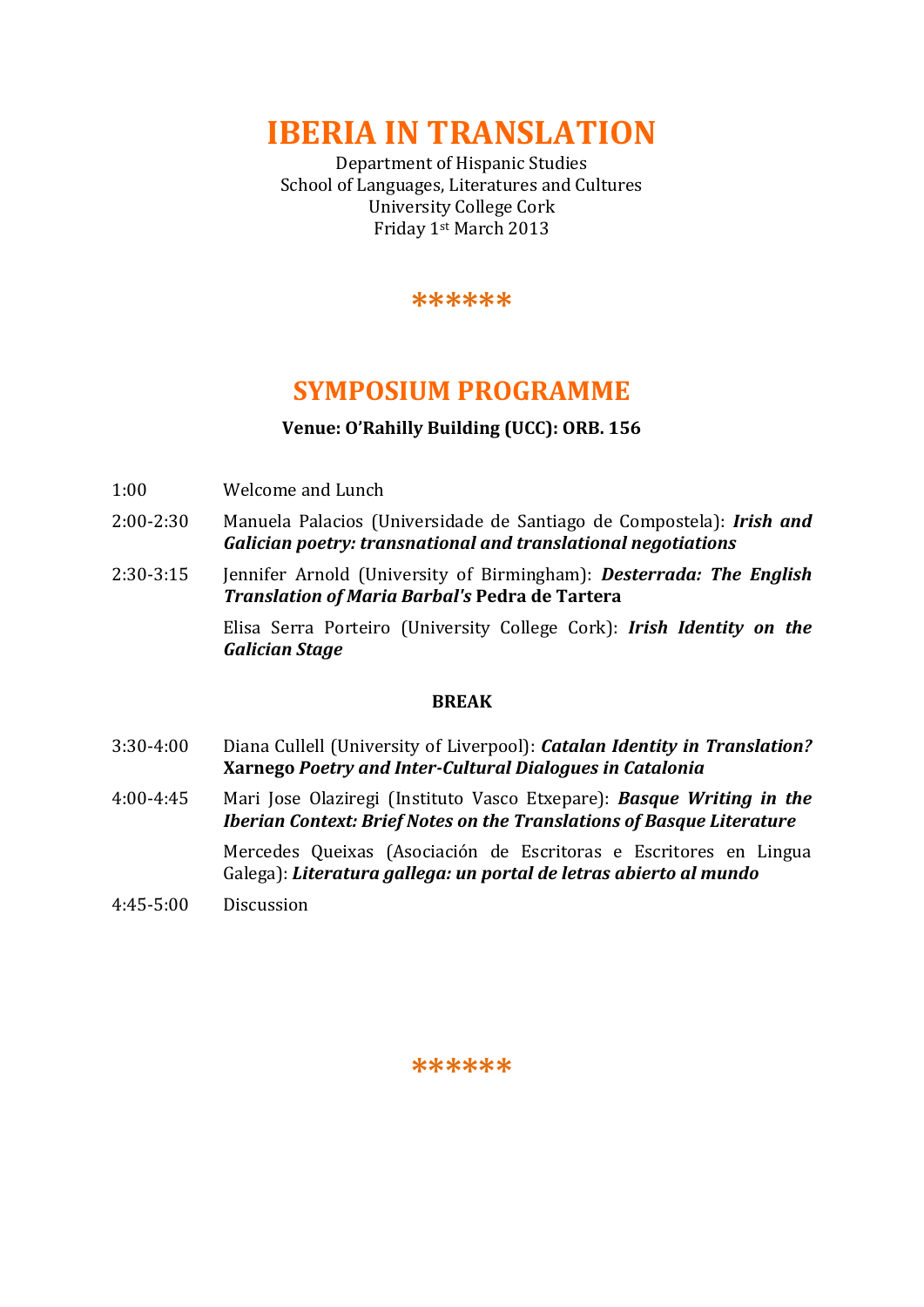# IBERIA IN TRANSLATION

Department of Hispanic Studies
School of Languages, Literatures and Cultures
University College Cork
Friday 1st March 2013

******

## SYMPOSIUM PROGRAMME

**Venue: O'Rahilly Building (UCC): ORB. 156**

1:00 Welcome and Lunch

2:00-2:30 Manuela Palacios (Universidade de Santiago de Compostela): ***Irish and Galician poetry: transnational and translational negotiations***

2:30-3:15 Jennifer Arnold (University of Birmingham): ***Desterrada: The English Translation of Maria Barbal's* Pedra de Tartera**

Elisa Serra Porteiro (University College Cork): ***Irish Identity on the Galician Stage***

**BREAK**

3:30-4:00 Diana Cullell (University of Liverpool): ***Catalan Identity in Translation?* Xarnego *Poetry and Inter-Cultural Dialogues in Catalonia***

4:00-4:45 Mari Jose Olaziregi (Instituto Vasco Etxepare): ***Basque Writing in the Iberian Context: Brief Notes on the Translations of Basque Literature***

Mercedes Queixas (Asociación de Escritoras e Escritores en Lingua Galega): ***Literatura gallega: un portal de letras abierto al mundo***

4:45-5:00 Discussion

******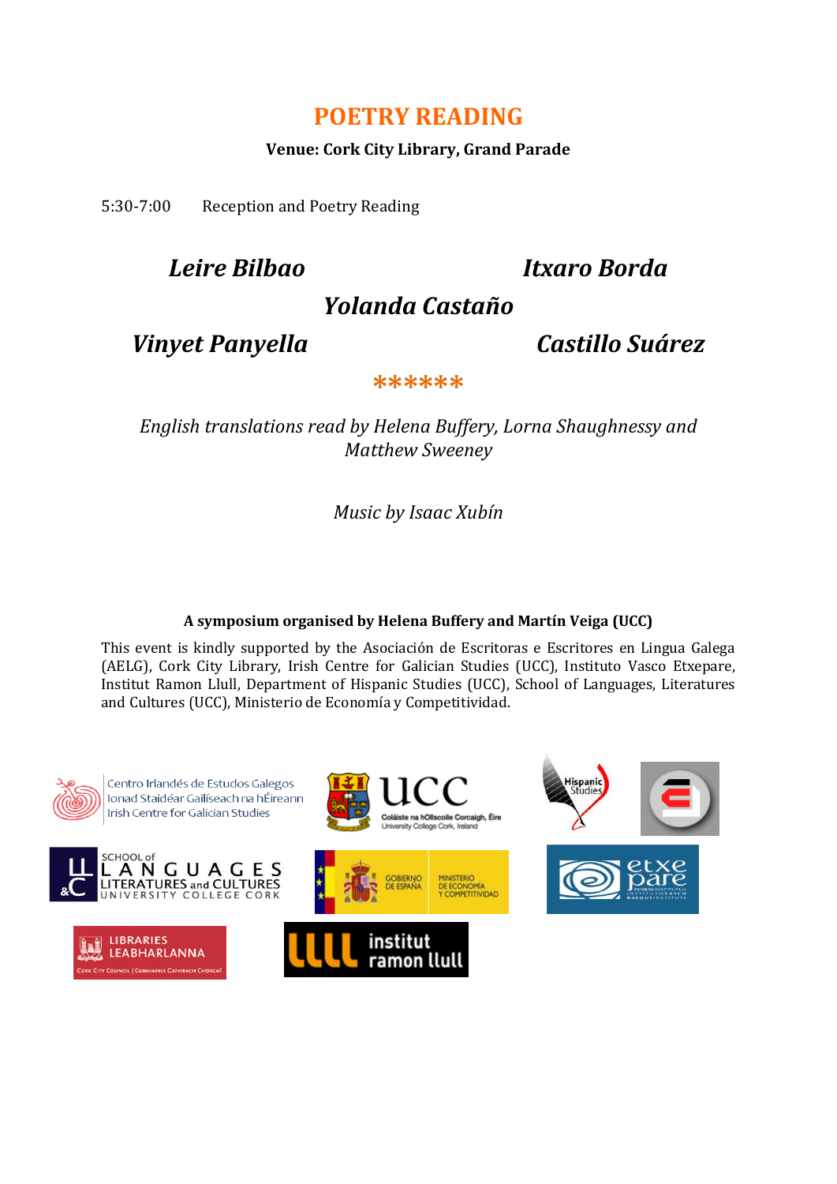# POETRY READING

**Venue: Cork City Library, Grand Parade**

5:30-7:00 Reception and Poetry Reading

***Leire Bilbao*** ***Itxaro Borda***

***Yolanda Castaño***

***Vinyet Panyella*** ***Castillo Suárez***

******

*English translations read by Helena Buffery, Lorna Shaughnessy and Matthew Sweeney*

*Music by Isaac Xubín*

**A symposium organised by Helena Buffery and Martín Veiga (UCC)**

This event is kindly supported by the Asociación de Escritoras e Escritores en Lingua Galega (AELG), Cork City Library, Irish Centre for Galician Studies (UCC), Instituto Vasco Etxepare, Institut Ramon Llull, Department of Hispanic Studies (UCC), School of Languages, Literatures and Cultures (UCC), Ministerio de Economía y Competitividad.

Centro Irlandés de Estudos Galegos
Ionad Staidéar Gailíseach na hÉireann
Irish Centre for Galician Studies

UCC
Coláiste na hOllscoile Corcaigh, Éire
University College Cork, Ireland

Hispanic Studies

SCHOOL of LANGUAGES LITERATURES and CULTURES UNIVERSITY COLLEGE CORK

GOBIERNO DE ESPAÑA
MINISTERIO DE ECONOMÍA Y COMPETITIVIDAD

etxepare
EUSKAL INSTITUTUA INSTITUTO VASCO BASQUE INSTITUTE

LIBRARIES LEABHARLANNA
Cork City Council | Comhairle Cathrach Chorcaí

institut ramon llull